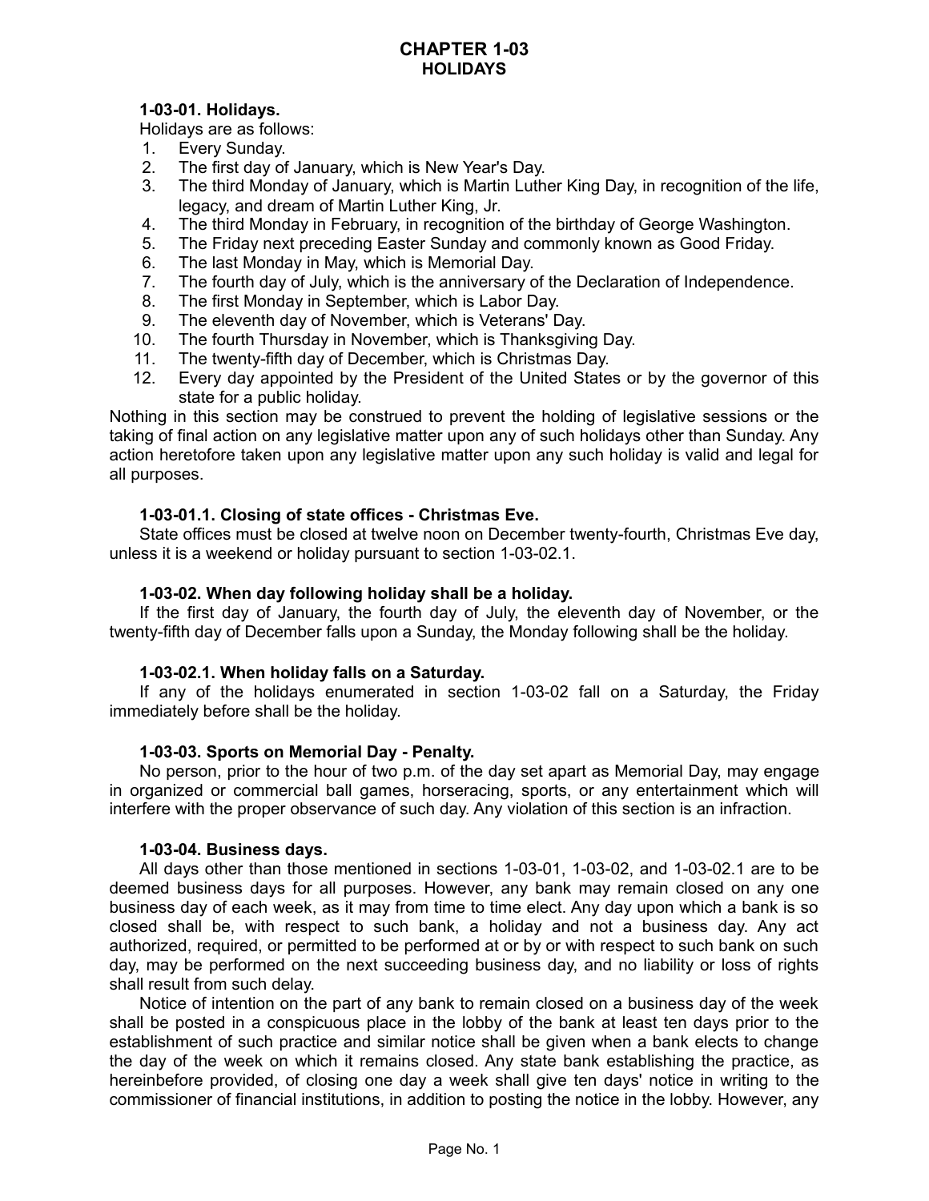# CHAPTER 1-03
## HOLIDAYS

### 1-03-01. Holidays.

Holidays are as follows:

1. Every Sunday.
2. The first day of January, which is New Year's Day.
3. The third Monday of January, which is Martin Luther King Day, in recognition of the life, legacy, and dream of Martin Luther King, Jr.
4. The third Monday in February, in recognition of the birthday of George Washington.
5. The Friday next preceding Easter Sunday and commonly known as Good Friday.
6. The last Monday in May, which is Memorial Day.
7. The fourth day of July, which is the anniversary of the Declaration of Independence.
8. The first Monday in September, which is Labor Day.
9. The eleventh day of November, which is Veterans' Day.
10. The fourth Thursday in November, which is Thanksgiving Day.
11. The twenty-fifth day of December, which is Christmas Day.
12. Every day appointed by the President of the United States or by the governor of this state for a public holiday.

Nothing in this section may be construed to prevent the holding of legislative sessions or the taking of final action on any legislative matter upon any of such holidays other than Sunday. Any action heretofore taken upon any legislative matter upon any such holiday is valid and legal for all purposes.

### 1-03-01.1. Closing of state offices - Christmas Eve.

State offices must be closed at twelve noon on December twenty-fourth, Christmas Eve day, unless it is a weekend or holiday pursuant to section 1-03-02.1.

### 1-03-02. When day following holiday shall be a holiday.

If the first day of January, the fourth day of July, the eleventh day of November, or the twenty-fifth day of December falls upon a Sunday, the Monday following shall be the holiday.

### 1-03-02.1. When holiday falls on a Saturday.

If any of the holidays enumerated in section 1-03-02 fall on a Saturday, the Friday immediately before shall be the holiday.

### 1-03-03. Sports on Memorial Day - Penalty.

No person, prior to the hour of two p.m. of the day set apart as Memorial Day, may engage in organized or commercial ball games, horseracing, sports, or any entertainment which will interfere with the proper observance of such day. Any violation of this section is an infraction.

### 1-03-04. Business days.

All days other than those mentioned in sections 1-03-01, 1-03-02, and 1-03-02.1 are to be deemed business days for all purposes. However, any bank may remain closed on any one business day of each week, as it may from time to time elect. Any day upon which a bank is so closed shall be, with respect to such bank, a holiday and not a business day. Any act authorized, required, or permitted to be performed at or by or with respect to such bank on such day, may be performed on the next succeeding business day, and no liability or loss of rights shall result from such delay.

Notice of intention on the part of any bank to remain closed on a business day of the week shall be posted in a conspicuous place in the lobby of the bank at least ten days prior to the establishment of such practice and similar notice shall be given when a bank elects to change the day of the week on which it remains closed. Any state bank establishing the practice, as hereinbefore provided, of closing one day a week shall give ten days' notice in writing to the commissioner of financial institutions, in addition to posting the notice in the lobby. However, any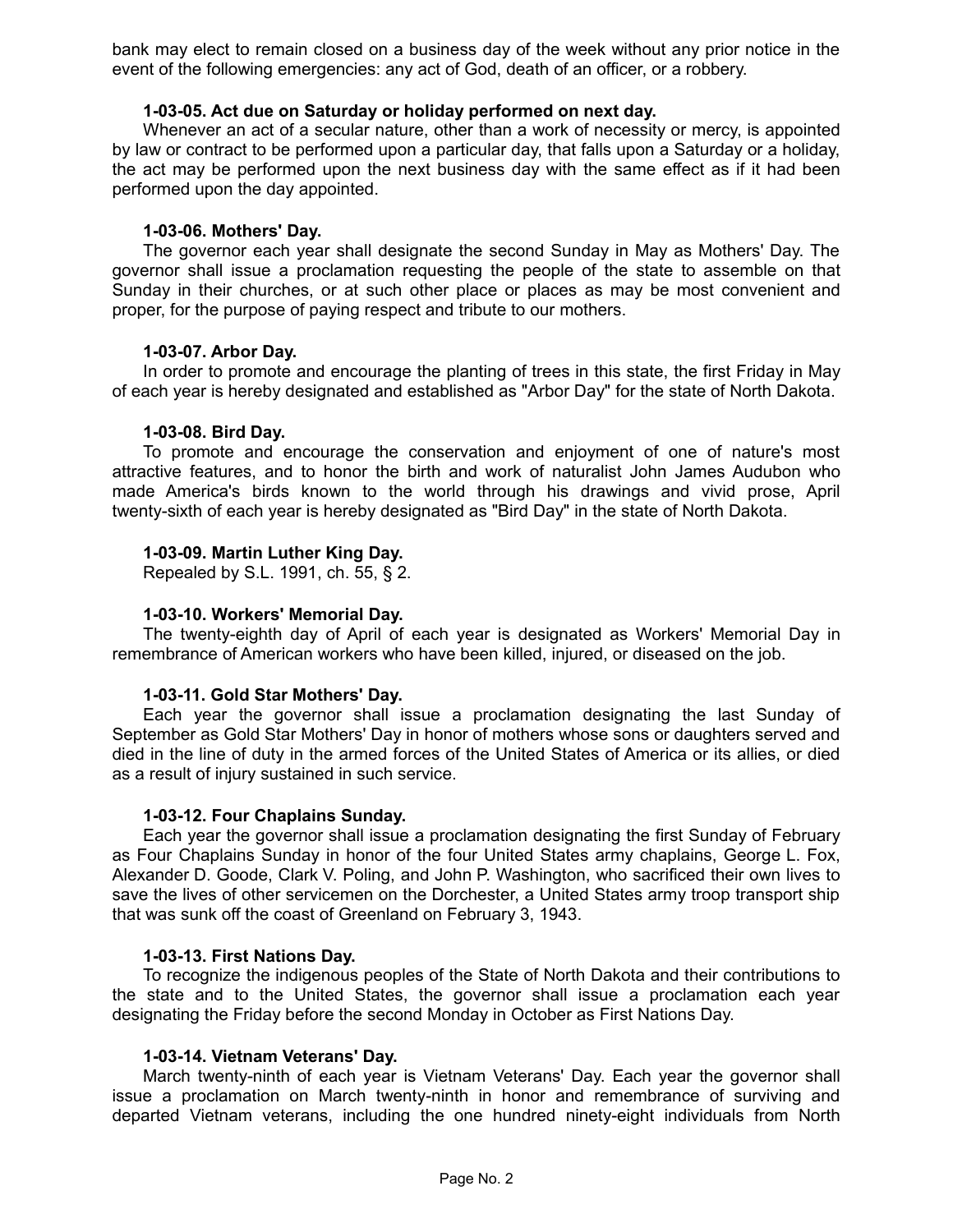bank may elect to remain closed on a business day of the week without any prior notice in the event of the following emergencies: any act of God, death of an officer, or a robbery.

**1-03-05. Act due on Saturday or holiday performed on next day.**

Whenever an act of a secular nature, other than a work of necessity or mercy, is appointed by law or contract to be performed upon a particular day, that falls upon a Saturday or a holiday, the act may be performed upon the next business day with the same effect as if it had been performed upon the day appointed.

**1-03-06. Mothers' Day.**

The governor each year shall designate the second Sunday in May as Mothers' Day. The governor shall issue a proclamation requesting the people of the state to assemble on that Sunday in their churches, or at such other place or places as may be most convenient and proper, for the purpose of paying respect and tribute to our mothers.

**1-03-07. Arbor Day.**

In order to promote and encourage the planting of trees in this state, the first Friday in May of each year is hereby designated and established as "Arbor Day" for the state of North Dakota.

**1-03-08. Bird Day.**

To promote and encourage the conservation and enjoyment of one of nature's most attractive features, and to honor the birth and work of naturalist John James Audubon who made America's birds known to the world through his drawings and vivid prose, April twenty-sixth of each year is hereby designated as "Bird Day" in the state of North Dakota.

**1-03-09. Martin Luther King Day.**

Repealed by S.L. 1991, ch. 55, § 2.

**1-03-10. Workers' Memorial Day.**

The twenty-eighth day of April of each year is designated as Workers' Memorial Day in remembrance of American workers who have been killed, injured, or diseased on the job.

**1-03-11. Gold Star Mothers' Day.**

Each year the governor shall issue a proclamation designating the last Sunday of September as Gold Star Mothers' Day in honor of mothers whose sons or daughters served and died in the line of duty in the armed forces of the United States of America or its allies, or died as a result of injury sustained in such service.

**1-03-12. Four Chaplains Sunday.**

Each year the governor shall issue a proclamation designating the first Sunday of February as Four Chaplains Sunday in honor of the four United States army chaplains, George L. Fox, Alexander D. Goode, Clark V. Poling, and John P. Washington, who sacrificed their own lives to save the lives of other servicemen on the Dorchester, a United States army troop transport ship that was sunk off the coast of Greenland on February 3, 1943.

**1-03-13. First Nations Day.**

To recognize the indigenous peoples of the State of North Dakota and their contributions to the state and to the United States, the governor shall issue a proclamation each year designating the Friday before the second Monday in October as First Nations Day.

**1-03-14. Vietnam Veterans' Day.**

March twenty-ninth of each year is Vietnam Veterans' Day. Each year the governor shall issue a proclamation on March twenty-ninth in honor and remembrance of surviving and departed Vietnam veterans, including the one hundred ninety-eight individuals from North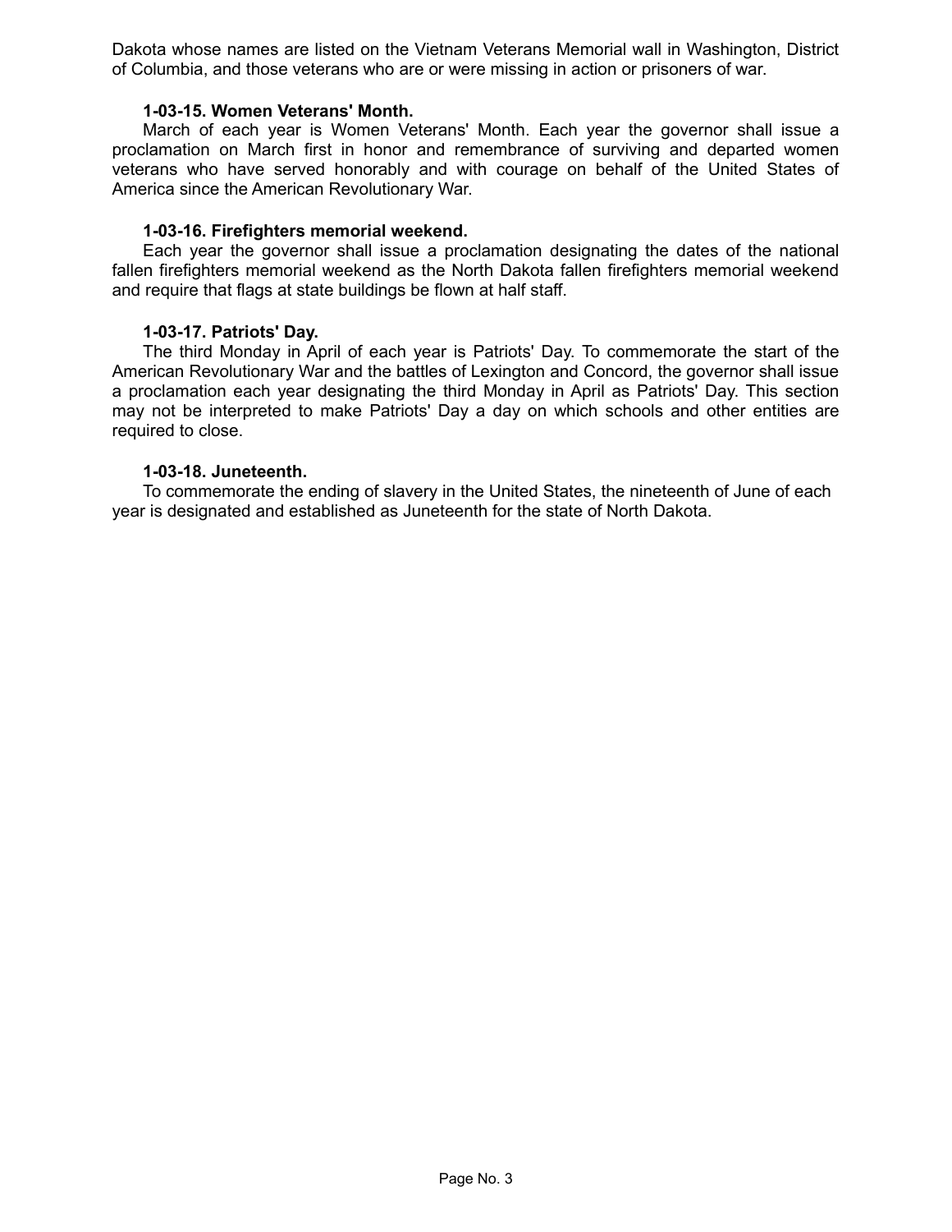Dakota whose names are listed on the Vietnam Veterans Memorial wall in Washington, District of Columbia, and those veterans who are or were missing in action or prisoners of war.

**1-03-15. Women Veterans' Month.**

March of each year is Women Veterans' Month. Each year the governor shall issue a proclamation on March first in honor and remembrance of surviving and departed women veterans who have served honorably and with courage on behalf of the United States of America since the American Revolutionary War.

**1-03-16. Firefighters memorial weekend.**

Each year the governor shall issue a proclamation designating the dates of the national fallen firefighters memorial weekend as the North Dakota fallen firefighters memorial weekend and require that flags at state buildings be flown at half staff.

**1-03-17. Patriots' Day.**

The third Monday in April of each year is Patriots' Day. To commemorate the start of the American Revolutionary War and the battles of Lexington and Concord, the governor shall issue a proclamation each year designating the third Monday in April as Patriots' Day. This section may not be interpreted to make Patriots' Day a day on which schools and other entities are required to close.

**1-03-18. Juneteenth.**

To commemorate the ending of slavery in the United States, the nineteenth of June of each year is designated and established as Juneteenth for the state of North Dakota.